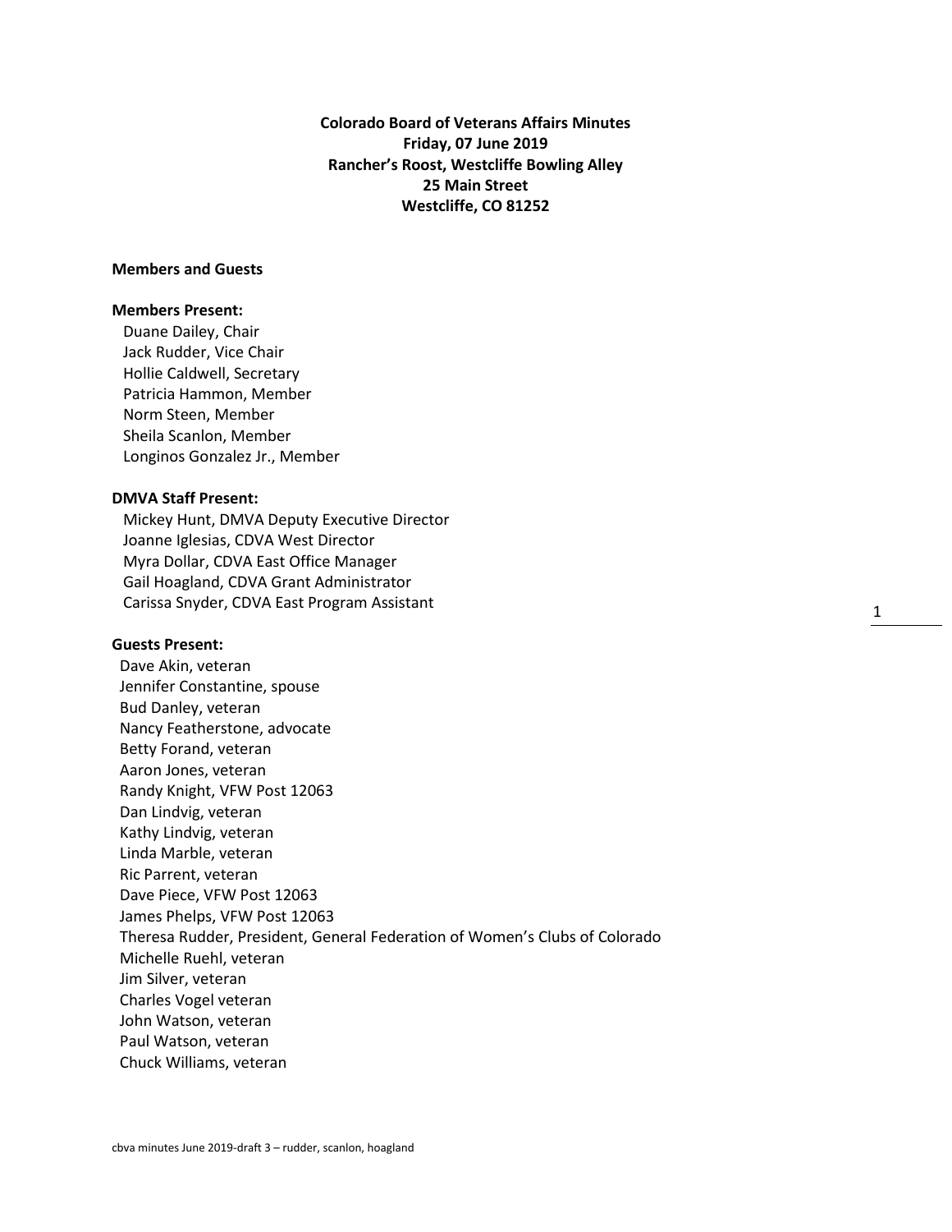**Colorado Board of Veterans Affairs Minutes**
**Friday, 07 June 2019**
**Rancher's Roost, Westcliffe Bowling Alley**
**25 Main Street**
**Westcliffe, CO 81252**

**Members and Guests**

**Members Present:**

Duane Dailey, Chair
Jack Rudder, Vice Chair
Hollie Caldwell, Secretary
Patricia Hammon, Member
Norm Steen, Member
Sheila Scanlon, Member
Longinos Gonzalez Jr., Member

**DMVA Staff Present:**

Mickey Hunt, DMVA Deputy Executive Director
Joanne Iglesias, CDVA West Director
Myra Dollar, CDVA East Office Manager
Gail Hoagland, CDVA Grant Administrator
Carissa Snyder, CDVA East Program Assistant

**Guests Present:**

Dave Akin, veteran
Jennifer Constantine, spouse
Bud Danley, veteran
Nancy Featherstone, advocate
Betty Forand, veteran
Aaron Jones, veteran
Randy Knight, VFW Post 12063
Dan Lindvig, veteran
Kathy Lindvig, veteran
Linda Marble, veteran
Ric Parrent, veteran
Dave Piece, VFW Post 12063
James Phelps, VFW Post 12063
Theresa Rudder, President, General Federation of Women's Clubs of Colorado
Michelle Ruehl, veteran
Jim Silver, veteran
Charles Vogel veteran
John Watson, veteran
Paul Watson, veteran
Chuck Williams, veteran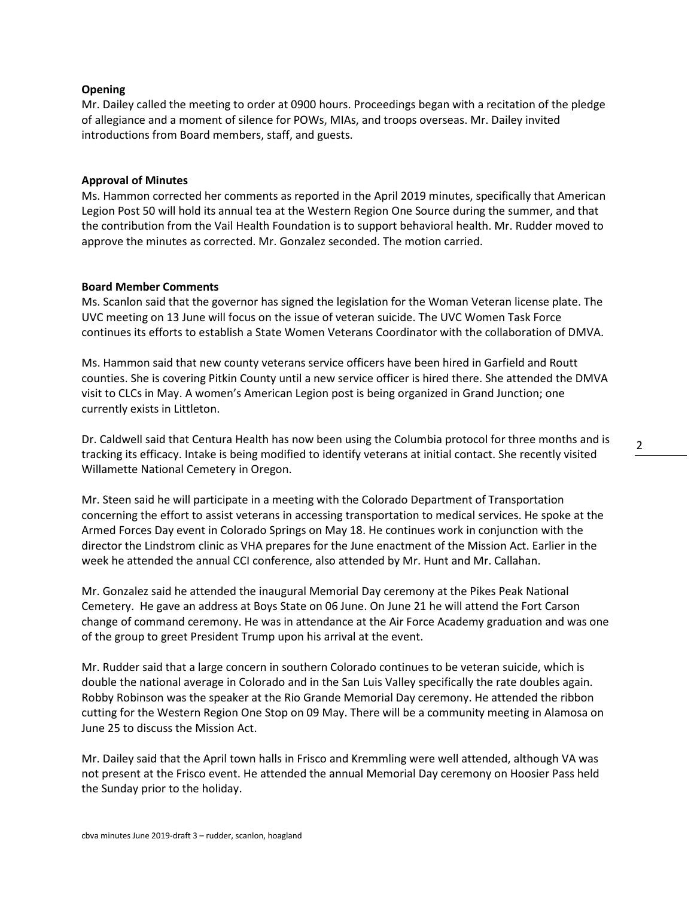**Opening**

Mr. Dailey called the meeting to order at 0900 hours. Proceedings began with a recitation of the pledge of allegiance and a moment of silence for POWs, MIAs, and troops overseas. Mr. Dailey invited introductions from Board members, staff, and guests.

**Approval of Minutes**

Ms. Hammon corrected her comments as reported in the April 2019 minutes, specifically that American Legion Post 50 will hold its annual tea at the Western Region One Source during the summer, and that the contribution from the Vail Health Foundation is to support behavioral health. Mr. Rudder moved to approve the minutes as corrected. Mr. Gonzalez seconded. The motion carried.

**Board Member Comments**

Ms. Scanlon said that the governor has signed the legislation for the Woman Veteran license plate. The UVC meeting on 13 June will focus on the issue of veteran suicide. The UVC Women Task Force continues its efforts to establish a State Women Veterans Coordinator with the collaboration of DMVA.

Ms. Hammon said that new county veterans service officers have been hired in Garfield and Routt counties. She is covering Pitkin County until a new service officer is hired there. She attended the DMVA visit to CLCs in May. A women's American Legion post is being organized in Grand Junction; one currently exists in Littleton.

Dr. Caldwell said that Centura Health has now been using the Columbia protocol for three months and is tracking its efficacy. Intake is being modified to identify veterans at initial contact. She recently visited Willamette National Cemetery in Oregon.

Mr. Steen said he will participate in a meeting with the Colorado Department of Transportation concerning the effort to assist veterans in accessing transportation to medical services. He spoke at the Armed Forces Day event in Colorado Springs on May 18. He continues work in conjunction with the director the Lindstrom clinic as VHA prepares for the June enactment of the Mission Act. Earlier in the week he attended the annual CCI conference, also attended by Mr. Hunt and Mr. Callahan.

Mr. Gonzalez said he attended the inaugural Memorial Day ceremony at the Pikes Peak National Cemetery. He gave an address at Boys State on 06 June. On June 21 he will attend the Fort Carson change of command ceremony. He was in attendance at the Air Force Academy graduation and was one of the group to greet President Trump upon his arrival at the event.

Mr. Rudder said that a large concern in southern Colorado continues to be veteran suicide, which is double the national average in Colorado and in the San Luis Valley specifically the rate doubles again. Robby Robinson was the speaker at the Rio Grande Memorial Day ceremony. He attended the ribbon cutting for the Western Region One Stop on 09 May. There will be a community meeting in Alamosa on June 25 to discuss the Mission Act.

Mr. Dailey said that the April town halls in Frisco and Kremmling were well attended, although VA was not present at the Frisco event. He attended the annual Memorial Day ceremony on Hoosier Pass held the Sunday prior to the holiday.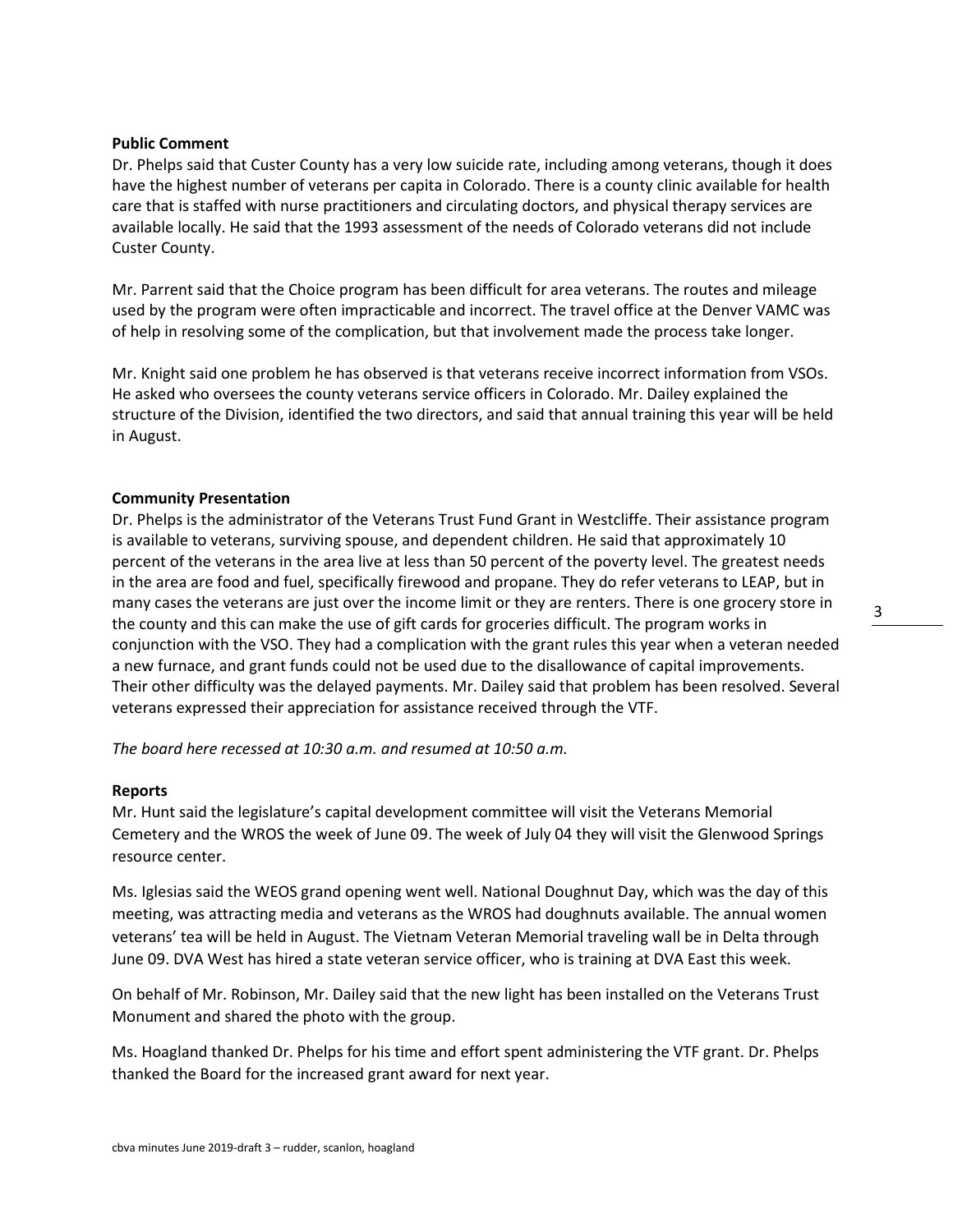**Public Comment**

Dr. Phelps said that Custer County has a very low suicide rate, including among veterans, though it does have the highest number of veterans per capita in Colorado. There is a county clinic available for health care that is staffed with nurse practitioners and circulating doctors, and physical therapy services are available locally. He said that the 1993 assessment of the needs of Colorado veterans did not include Custer County.

Mr. Parrent said that the Choice program has been difficult for area veterans. The routes and mileage used by the program were often impracticable and incorrect. The travel office at the Denver VAMC was of help in resolving some of the complication, but that involvement made the process take longer.

Mr. Knight said one problem he has observed is that veterans receive incorrect information from VSOs. He asked who oversees the county veterans service officers in Colorado. Mr. Dailey explained the structure of the Division, identified the two directors, and said that annual training this year will be held in August.

**Community Presentation**

Dr. Phelps is the administrator of the Veterans Trust Fund Grant in Westcliffe. Their assistance program is available to veterans, surviving spouse, and dependent children. He said that approximately 10 percent of the veterans in the area live at less than 50 percent of the poverty level. The greatest needs in the area are food and fuel, specifically firewood and propane. They do refer veterans to LEAP, but in many cases the veterans are just over the income limit or they are renters. There is one grocery store in the county and this can make the use of gift cards for groceries difficult. The program works in conjunction with the VSO. They had a complication with the grant rules this year when a veteran needed a new furnace, and grant funds could not be used due to the disallowance of capital improvements. Their other difficulty was the delayed payments. Mr. Dailey said that problem has been resolved. Several veterans expressed their appreciation for assistance received through the VTF.

*The board here recessed at 10:30 a.m. and resumed at 10:50 a.m.*

**Reports**

Mr. Hunt said the legislature's capital development committee will visit the Veterans Memorial Cemetery and the WROS the week of June 09. The week of July 04 they will visit the Glenwood Springs resource center.

Ms. Iglesias said the WEOS grand opening went well. National Doughnut Day, which was the day of this meeting, was attracting media and veterans as the WROS had doughnuts available. The annual women veterans' tea will be held in August. The Vietnam Veteran Memorial traveling wall be in Delta through June 09. DVA West has hired a state veteran service officer, who is training at DVA East this week.

On behalf of Mr. Robinson, Mr. Dailey said that the new light has been installed on the Veterans Trust Monument and shared the photo with the group.

Ms. Hoagland thanked Dr. Phelps for his time and effort spent administering the VTF grant. Dr. Phelps thanked the Board for the increased grant award for next year.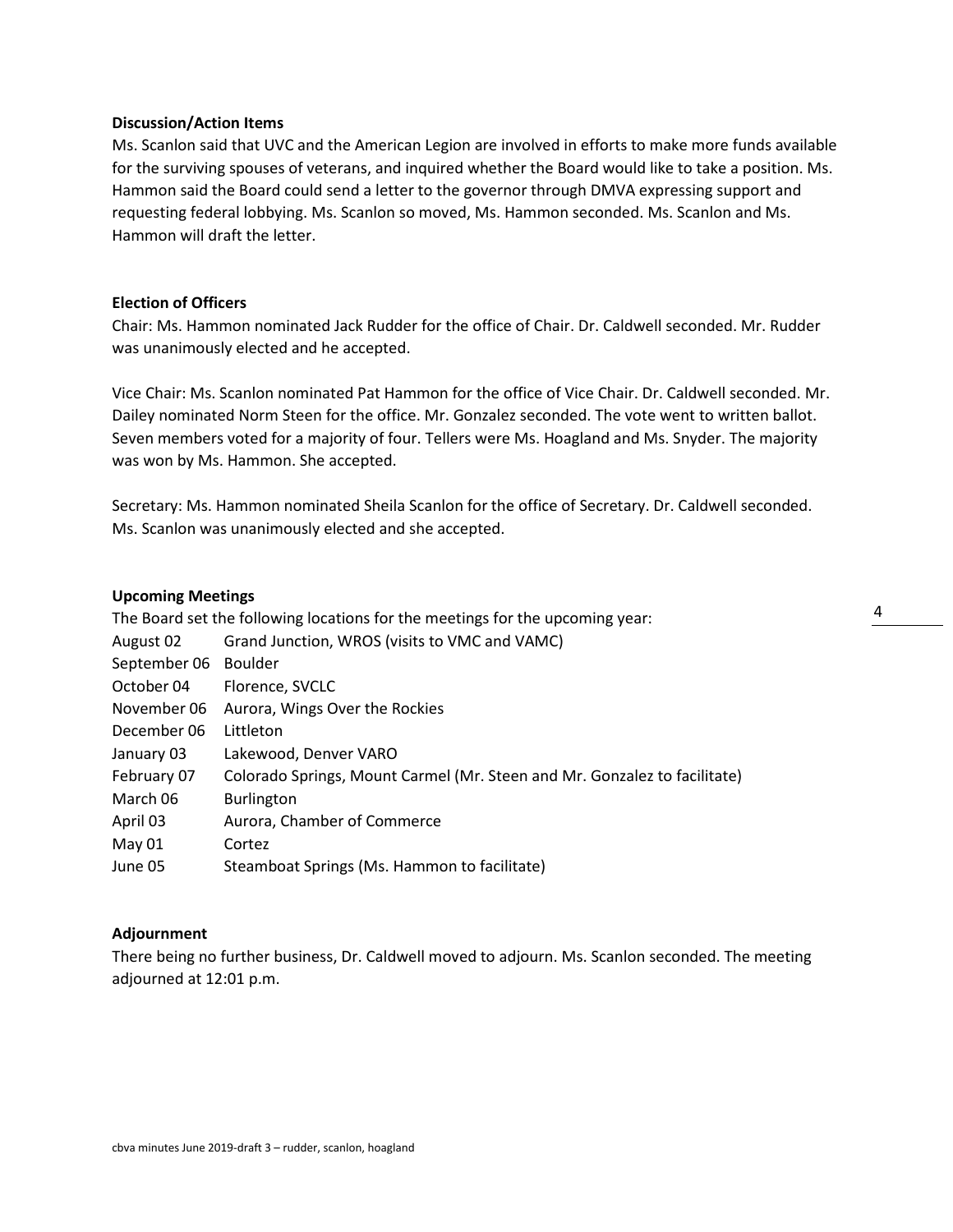**Discussion/Action Items**

Ms. Scanlon said that UVC and the American Legion are involved in efforts to make more funds available for the surviving spouses of veterans, and inquired whether the Board would like to take a position. Ms. Hammon said the Board could send a letter to the governor through DMVA expressing support and requesting federal lobbying. Ms. Scanlon so moved, Ms. Hammon seconded. Ms. Scanlon and Ms. Hammon will draft the letter.

**Election of Officers**

Chair: Ms. Hammon nominated Jack Rudder for the office of Chair. Dr. Caldwell seconded. Mr. Rudder was unanimously elected and he accepted.

Vice Chair: Ms. Scanlon nominated Pat Hammon for the office of Vice Chair. Dr. Caldwell seconded. Mr. Dailey nominated Norm Steen for the office. Mr. Gonzalez seconded. The vote went to written ballot. Seven members voted for a majority of four. Tellers were Ms. Hoagland and Ms. Snyder. The majority was won by Ms. Hammon. She accepted.

Secretary: Ms. Hammon nominated Sheila Scanlon for the office of Secretary. Dr. Caldwell seconded. Ms. Scanlon was unanimously elected and she accepted.

**Upcoming Meetings**

The Board set the following locations for the meetings for the upcoming year:

| | |
|---|---|
| August 02 | Grand Junction, WROS (visits to VMC and VAMC) |
| September 06 | Boulder |
| October 04 | Florence, SVCLC |
| November 06 | Aurora, Wings Over the Rockies |
| December 06 | Littleton |
| January 03 | Lakewood, Denver VARO |
| February 07 | Colorado Springs, Mount Carmel (Mr. Steen and Mr. Gonzalez to facilitate) |
| March 06 | Burlington |
| April 03 | Aurora, Chamber of Commerce |
| May 01 | Cortez |
| June 05 | Steamboat Springs (Ms. Hammon to facilitate) |

**Adjournment**

There being no further business, Dr. Caldwell moved to adjourn. Ms. Scanlon seconded. The meeting adjourned at 12:01 p.m.